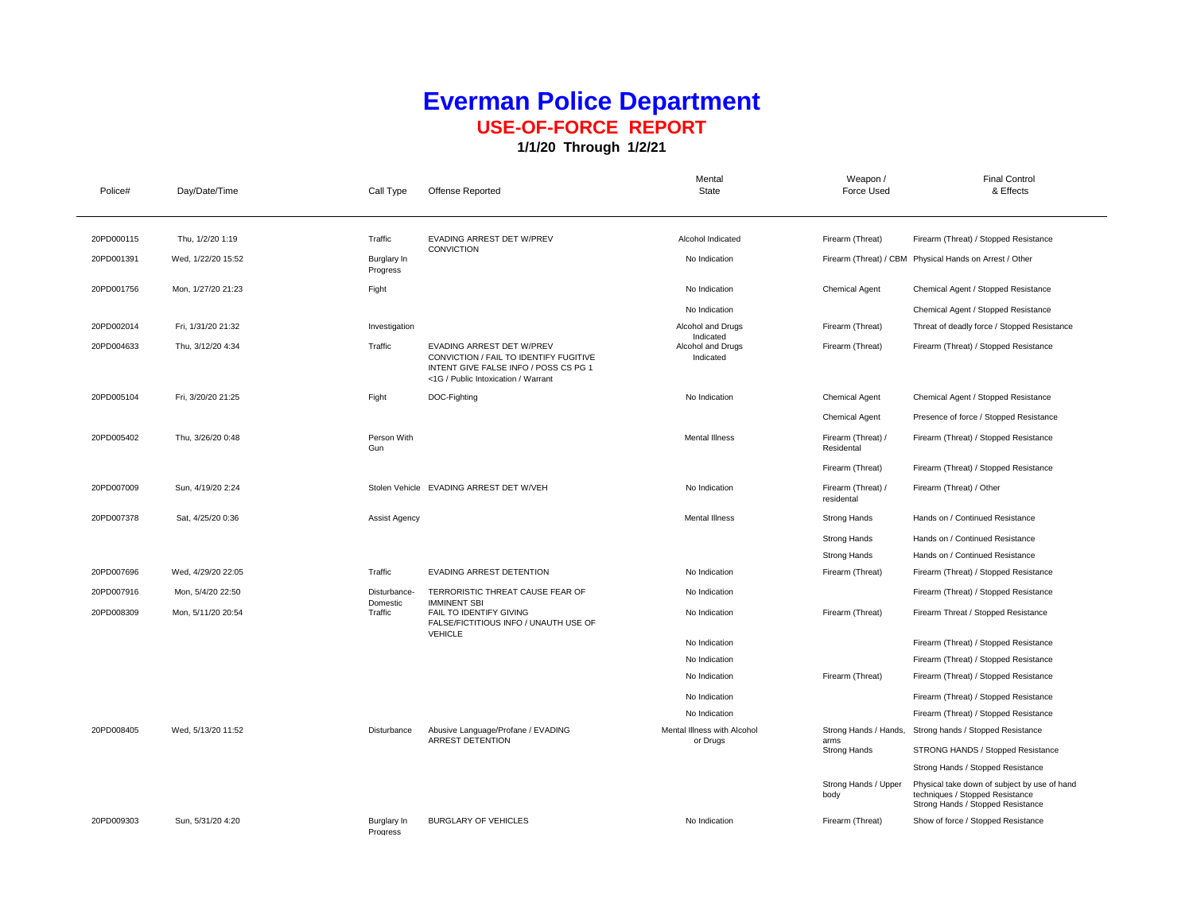# Everman Police Department

## USE-OF-FORCE REPORT

### 1/1/20 Through 1/2/21

| Police# | Day/Date/Time | Call Type | Offense Reported | Mental State | Weapon / Force Used | Final Control & Effects |
|---|---|---|---|---|---|---|
| 20PD000115 | Thu, 1/2/20 1:19 | Traffic | EVADING ARREST DET W/PREV CONVICTION | Alcohol Indicated | Firearm (Threat) | Firearm (Threat) / Stopped Resistance |
| 20PD001391 | Wed, 1/22/20 15:52 | Burglary In Progress | | No Indication | Firearm (Threat) / CBM | Physical Hands on Arrest / Other |
| 20PD001756 | Mon, 1/27/20 21:23 | Fight | | No Indication | Chemical Agent | Chemical Agent / Stopped Resistance |
| | | | | No Indication | | Chemical Agent / Stopped Resistance |
| 20PD002014 | Fri, 1/31/20 21:32 | Investigation | | Alcohol and Drugs Indicated | Firearm (Threat) | Threat of deadly force / Stopped Resistance |
| 20PD004633 | Thu, 3/12/20 4:34 | Traffic | EVADING ARREST DET W/PREV CONVICTION / FAIL TO IDENTIFY FUGITIVE INTENT GIVE FALSE INFO / POSS CS PG 1 <1G / Public Intoxication / Warrant | Alcohol and Drugs Indicated | Firearm (Threat) | Firearm (Threat) / Stopped Resistance |
| 20PD005104 | Fri, 3/20/20 21:25 | Fight | DOC-Fighting | No Indication | Chemical Agent | Chemical Agent / Stopped Resistance |
| | | | | | Chemical Agent | Presence of force / Stopped Resistance |
| 20PD005402 | Thu, 3/26/20 0:48 | Person With Gun | | Mental Illness | Firearm (Threat) / Residental | Firearm (Threat) / Stopped Resistance |
| | | | | | Firearm (Threat) | Firearm (Threat) / Stopped Resistance |
| 20PD007009 | Sun, 4/19/20 2:24 | Stolen Vehicle | EVADING ARREST DET W/VEH | No Indication | Firearm (Threat) / residental | Firearm (Threat) / Other |
| 20PD007378 | Sat, 4/25/20 0:36 | Assist Agency | | Mental Illness | Strong Hands | Hands on / Continued Resistance |
| | | | | | Strong Hands | Hands on / Continued Resistance |
| | | | | | Strong Hands | Hands on / Continued Resistance |
| 20PD007696 | Wed, 4/29/20 22:05 | Traffic | EVADING ARREST DETENTION | No Indication | Firearm (Threat) | Firearm (Threat) / Stopped Resistance |
| 20PD007916 | Mon, 5/4/20 22:50 | Disturbance-Domestic | TERRORISTIC THREAT CAUSE FEAR OF IMMINENT SBI | No Indication | | Firearm (Threat) / Stopped Resistance |
| 20PD008309 | Mon, 5/11/20 20:54 | Traffic | FAIL TO IDENTIFY GIVING FALSE/FICTITIOUS INFO / UNAUTH USE OF VEHICLE | No Indication | Firearm (Threat) | Firearm Threat / Stopped Resistance |
| | | | | No Indication | | Firearm (Threat) / Stopped Resistance |
| | | | | No Indication | | Firearm (Threat) / Stopped Resistance |
| | | | | No Indication | Firearm (Threat) | Firearm (Threat) / Stopped Resistance |
| | | | | No Indication | | Firearm (Threat) / Stopped Resistance |
| | | | | No Indication | | Firearm (Threat) / Stopped Resistance |
| 20PD008405 | Wed, 5/13/20 11:52 | Disturbance | Abusive Language/Profane / EVADING ARREST DETENTION | Mental Illness with Alcohol or Drugs | Strong Hands / Hands, arms | Strong hands / Stopped Resistance |
| | | | | | Strong Hands | STRONG HANDS / Stopped Resistance |
| | | | | | | Strong Hands / Stopped Resistance |
| | | | | | Strong Hands / Upper body | Physical take down of subject by use of hand techniques / Stopped Resistance Strong Hands / Stopped Resistance |
| 20PD009303 | Sun, 5/31/20 4:20 | Burglary In Progress | BURGLARY OF VEHICLES | No Indication | Firearm (Threat) | Show of force / Stopped Resistance |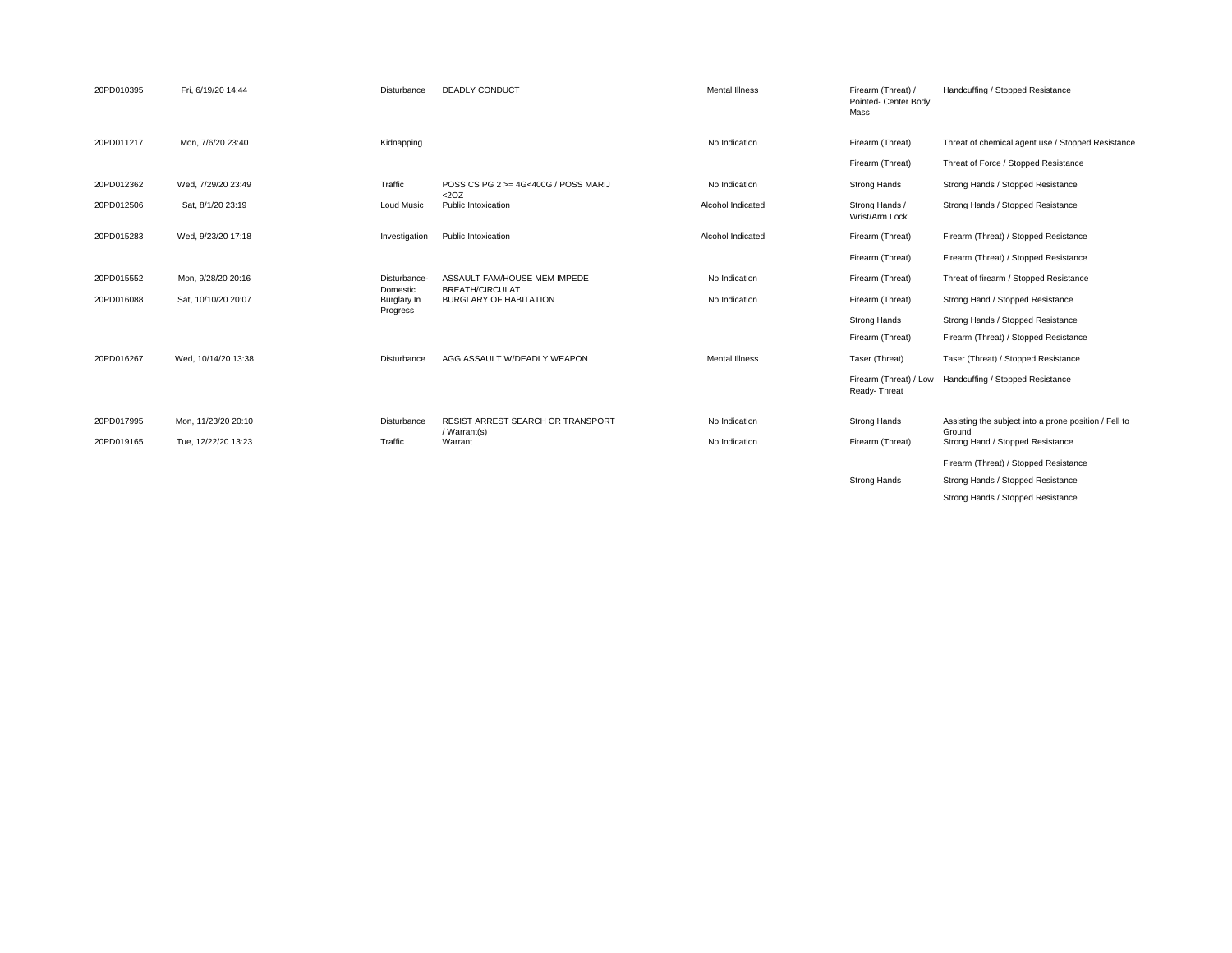| | | | | | | |
|---|---|---|---|---|---|---|
| 20PD010395 | Fri, 6/19/20 14:44 | Disturbance | DEADLY CONDUCT | Mental Illness | Firearm (Threat) / Pointed- Center Body Mass | Handcuffing / Stopped Resistance |
| 20PD011217 | Mon, 7/6/20 23:40 | Kidnapping | | No Indication | Firearm (Threat) | Threat of chemical agent use / Stopped Resistance |
| | | | | | Firearm (Threat) | Threat of Force / Stopped Resistance |
| 20PD012362 | Wed, 7/29/20 23:49 | Traffic | POSS CS PG 2 >= 4G<400G / POSS MARIJ <2OZ | No Indication | Strong Hands | Strong Hands / Stopped Resistance |
| 20PD012506 | Sat, 8/1/20 23:19 | Loud Music | Public Intoxication | Alcohol Indicated | Strong Hands / Wrist/Arm Lock | Strong Hands / Stopped Resistance |
| 20PD015283 | Wed, 9/23/20 17:18 | Investigation | Public Intoxication | Alcohol Indicated | Firearm (Threat) | Firearm (Threat) / Stopped Resistance |
| | | | | | Firearm (Threat) | Firearm (Threat) / Stopped Resistance |
| 20PD015552 | Mon, 9/28/20 20:16 | Disturbance-Domestic | ASSAULT FAM/HOUSE MEM IMPEDE BREATH/CIRCULAT | No Indication | Firearm (Threat) | Threat of firearm / Stopped Resistance |
| 20PD016088 | Sat, 10/10/20 20:07 | Burglary In Progress | BURGLARY OF HABITATION | No Indication | Firearm (Threat) | Strong Hand / Stopped Resistance |
| | | | | | Strong Hands | Strong Hands / Stopped Resistance |
| | | | | | Firearm (Threat) | Firearm (Threat) / Stopped Resistance |
| 20PD016267 | Wed, 10/14/20 13:38 | Disturbance | AGG ASSAULT W/DEADLY WEAPON | Mental Illness | Taser (Threat) | Taser (Threat) / Stopped Resistance |
| | | | | | Firearm (Threat) / Low Ready- Threat | Handcuffing / Stopped Resistance |
| 20PD017995 | Mon, 11/23/20 20:10 | Disturbance | RESIST ARREST SEARCH OR TRANSPORT / Warrant(s) | No Indication | Strong Hands | Assisting the subject into a prone position / Fell to Ground |
| 20PD019165 | Tue, 12/22/20 13:23 | Traffic | Warrant | No Indication | Firearm (Threat) | Strong Hand / Stopped Resistance |
| | | | | | | Firearm (Threat) / Stopped Resistance |
| | | | | | Strong Hands | Strong Hands / Stopped Resistance |
| | | | | | | Strong Hands / Stopped Resistance |